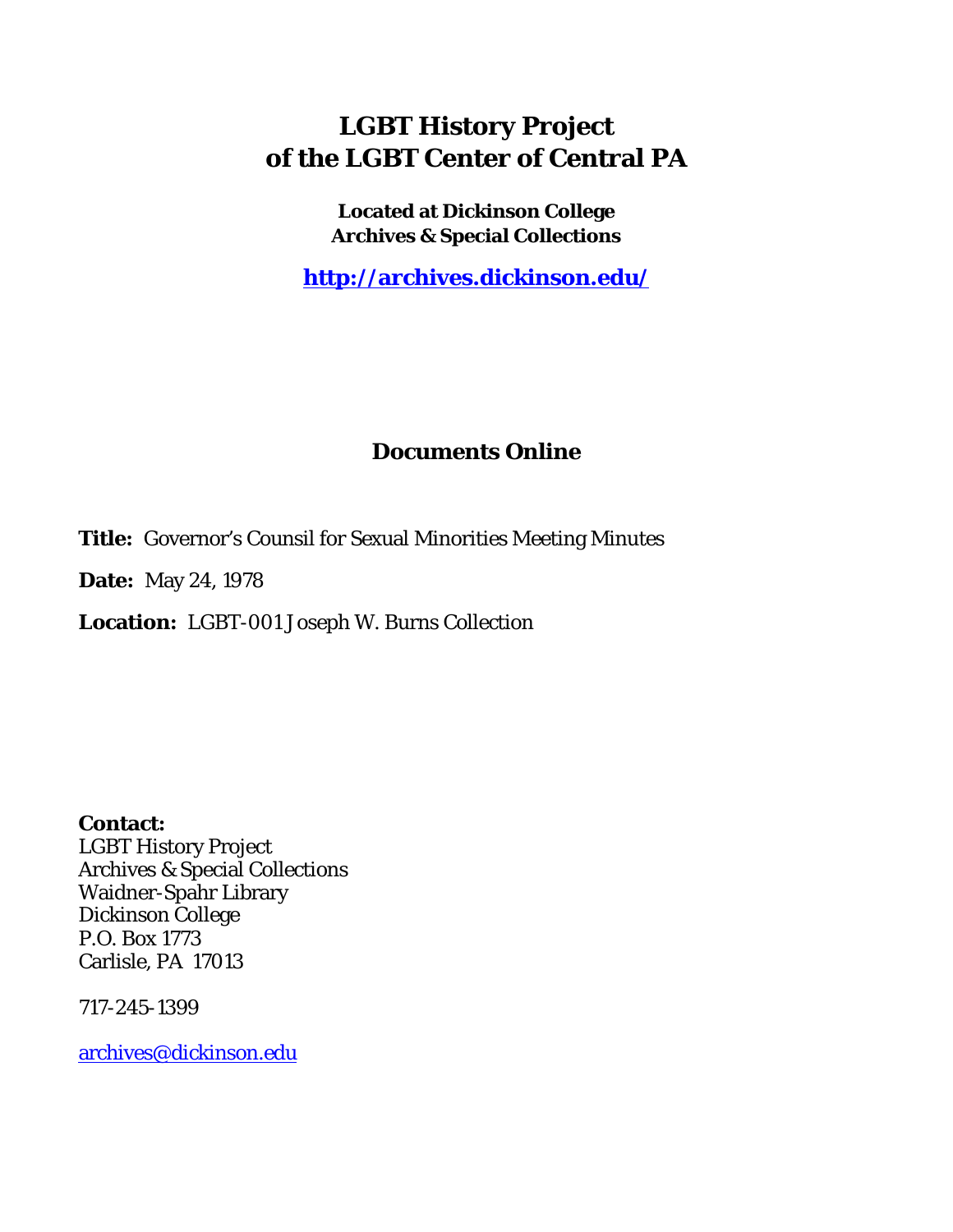# LGBT History Project of the LGBT Center of Central PA

**Located at Dickinson College Archives & Special Collections**

**http://archives.dickinson.edu/**

## Documents Online

**Title:** Governor's Counsil for Sexual Minorities Meeting Minutes

**Date:** May 24, 1978

**Location:** LGBT-001 Joseph W. Burns Collection

**Contact:**
LGBT History Project
Archives & Special Collections
Waidner-Spahr Library
Dickinson College
P.O. Box 1773
Carlisle, PA 17013

717-245-1399

archives@dickinson.edu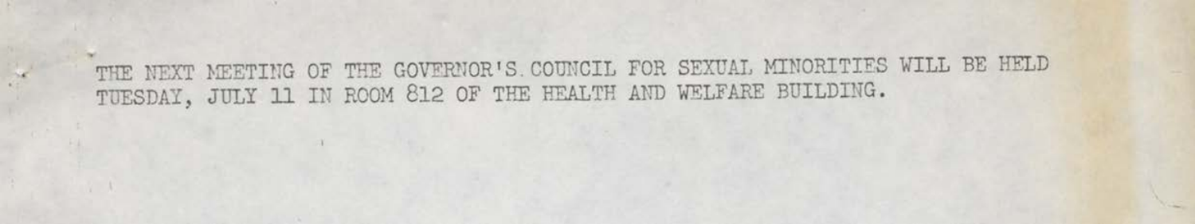THE NEXT MEETING OF THE GOVERNOR'S COUNCIL FOR SEXUAL MINORITIES WILL BE HELD TUESDAY, JULY 11 IN ROOM 812 OF THE HEALTH AND WELFARE BUILDING.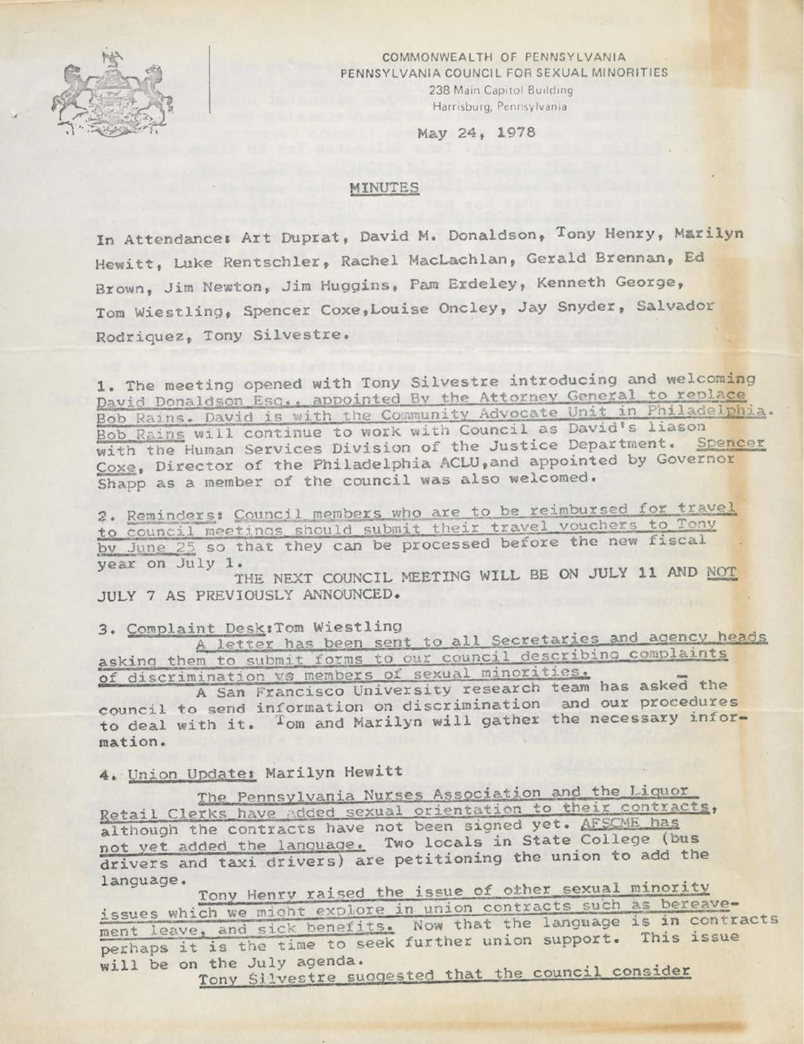COMMONWEALTH OF PENNSYLVANIA
PENNSYLVANIA COUNCIL FOR SEXUAL MINORITIES
238 Main Capitol Building
Harrisburg, Pennsylvania

May 24, 1978

## MINUTES

In Attendance: Art Duprat, David M. Donaldson, Tony Henry, Marilyn Hewitt, Luke Rentschler, Rachel MacLachlan, Gerald Brennan, Ed Brown, Jim Newton, Jim Huggins, Pam Erdeley, Kenneth George, Tom Wiestling, Spencer Coxe, Louise Oncley, Jay Snyder, Salvador Rodriquez, Tony Silvestre.

1. The meeting opened with Tony Silvestre introducing and welcoming David Donaldson Esq., appointed By the Attorney General to replace Bob Rains. David is with the Community Advocate Unit in Philadelphia. Bob Rains will continue to work with Council as David's liason with the Human Services Division of the Justice Department. Spencer Coxe, Director of the Philadelphia ACLU, and appointed by Governor Shapp as a member of the council was also welcomed.

2. Reminders: Council members who are to be reimbursed for travel to council meetings should submit their travel vouchers to Tony by June 25 so that they can be processed before the new fiscal year on July 1.

THE NEXT COUNCIL MEETING WILL BE ON JULY 11 AND NOT JULY 7 AS PREVIOUSLY ANNOUNCED.

3. Complaint Desk: Tom Wiestling

A letter has been sent to all Secretaries and agency heads asking them to submit forms to our council describing complaints of discrimination vs members of sexual minorities.

A San Francisco University research team has asked the council to send information on discrimination and our procedures to deal with it. Tom and Marilyn will gather the necessary information.

4. Union Update: Marilyn Hewitt

The Pennsylvania Nurses Association and the Liquor Retail Clerks have added sexual orientation to their contracts, although the contracts have not been signed yet. AFSCME has not yet added the language. Two locals in State College (bus drivers and taxi drivers) are petitioning the union to add the language.

Tony Henry raised the issue of other sexual minority issues which we might explore in union contracts such as bereavement leave, and sick benefits. Now that the language is in contracts perhaps it is the time to seek further union support. This issue will be on the July agenda.

Tony Silvestre suggested that the council consider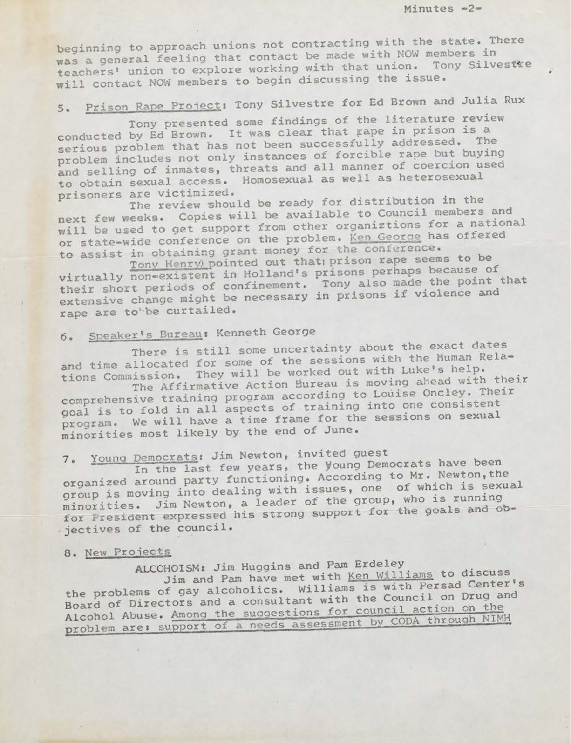beginning to approach unions not contracting with the state. There was a general feeling that contact be made with NOW members in teachers' union to explore working with that union. Tony Silvestre will contact NOW members to begin discussing the issue.

5. Prison Rape Project: Tony Silvestre for Ed Brown and Julia Rux

Tony presented some findings of the literature review conducted by Ed Brown. It was clear that rape in prison is a serious problem that has not been successfully addressed. The problem includes not only instances of forcible rape but buying and selling of inmates, threats and all manner of coercion used to obtain sexual access. Homosexual as well as heterosexual prisoners are victimized.

The review should be ready for distribution in the next few weeks. Copies will be available to Council members and will be used to get support from other organiztions for a national or state-wide conference on the problem. Ken George has offered to assist in obtaining grant money for the conference.

Tony Henry pointed out that prison rape seems to be virtually non-existent in Holland's prisons perhaps because of their short periods of confinement. Tony also made the point that extensive change might be necessary in prisons if violence and rape are to be curtailed.

6. Speaker's Bureau: Kenneth George

There is still some uncertainty about the exact dates and time allocated for some of the sessions with the Human Relations Commission. They will be worked out with Luke's help.

The Affirmative Action Bureau is moving ahead with their comprehensive training program according to Louise Oncley. Their goal is to fold in all aspects of training into one consistent program. We will have a time frame for the sessions on sexual minorities most likely by the end of June.

7. Young Democrats: Jim Newton, invited guest

In the last few years, the Young Democrats have been organized around party functioning. According to Mr. Newton, the group is moving into dealing with issues, one of which is sexual minorities. Jim Newton, a leader of the group, who is running for President expressed his strong support for the goals and objectives of the council.

8. New Projects

ALCOHOISM: Jim Huggins and Pam Erdeley

Jim and Pam have met with Ken Williams to discuss the problems of gay alcoholics. Williams is with Persad Center's Board of Directors and a consultant with the Council on Drug and Alcohol Abuse. Among the suggestions for council action on the problem are: support of a needs assessment by CODA through NIMH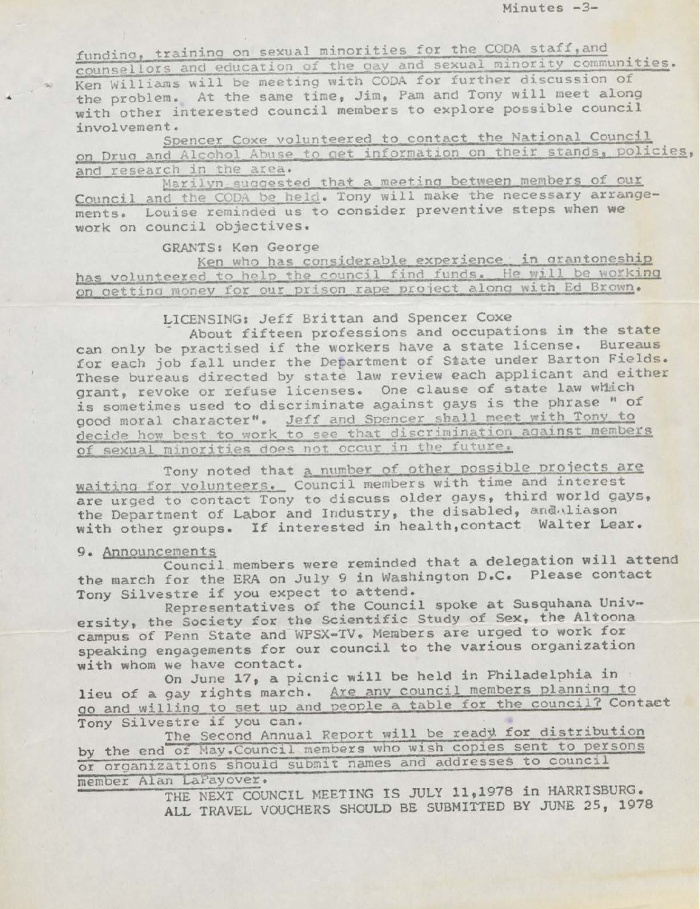funding, training on sexual minorities for the CODA staff, and counsellors and education of the gay and sexual minority communities. Ken Williams will be meeting with CODA for further discussion of the problem. At the same time, Jim, Pam and Tony will meet along with other interested council members to explore possible council involvement.

Spencer Coxe volunteered to contact the National Council on Drug and Alcohol Abuse to get information on their stands, policies, and research in the area.

Marilyn suggested that a meeting between members of our Council and the CODA be held. Tony will make the necessary arrangements. Louise reminded us to consider preventive steps when we work on council objectives.

GRANTS: Ken George

Ken who has considerable experience in grantoneship has volunteered to help the council find funds. He will be working on getting money for our prison rape project along with Ed Brown.

LICENSING: Jeff Brittan and Spencer Coxe

About fifteen professions and occupations in the state can only be practised if the workers have a state license. Bureaus for each job fall under the Department of State under Barton Fields. These bureaus directed by state law review each applicant and either grant, revoke or refuse licenses. One clause of state law which is sometimes used to discriminate against gays is the phrase " of good moral character". Jeff and Spencer shall meet with Tony to decide how best to work to see that discrimination against members of sexual minorities does not occur in the future.

Tony noted that a number of other possible projects are waiting for volunteers. Council members with time and interest are urged to contact Tony to discuss older gays, third world gays, the Department of Labor and Industry, the disabled, and liason with other groups. If interested in health, contact Walter Lear.

9. Announcements

Council members were reminded that a delegation will attend the march for the ERA on July 9 in Washington D.C. Please contact Tony Silvestre if you expect to attend.

Representatives of the Council spoke at Susquhana University, the Society for the Scientific Study of Sex, the Altoona campus of Penn State and WPSX-TV. Members are urged to work for speaking engagements for our council to the various organization with whom we have contact.

On June 17, a picnic will be held in Philadelphia in lieu of a gay rights march. Are any council members planning to go and willing to set up and people a table for the council? Contact Tony Silvestre if you can.

The Second Annual Report will be ready for distribution by the end of May. Council members who wish copies sent to persons or organizations should submit names and addresses to council member Alan LaPayover.

THE NEXT COUNCIL MEETING IS JULY 11, 1978 in HARRISBURG.
ALL TRAVEL VOUCHERS SHOULD BE SUBMITTED BY JUNE 25, 1978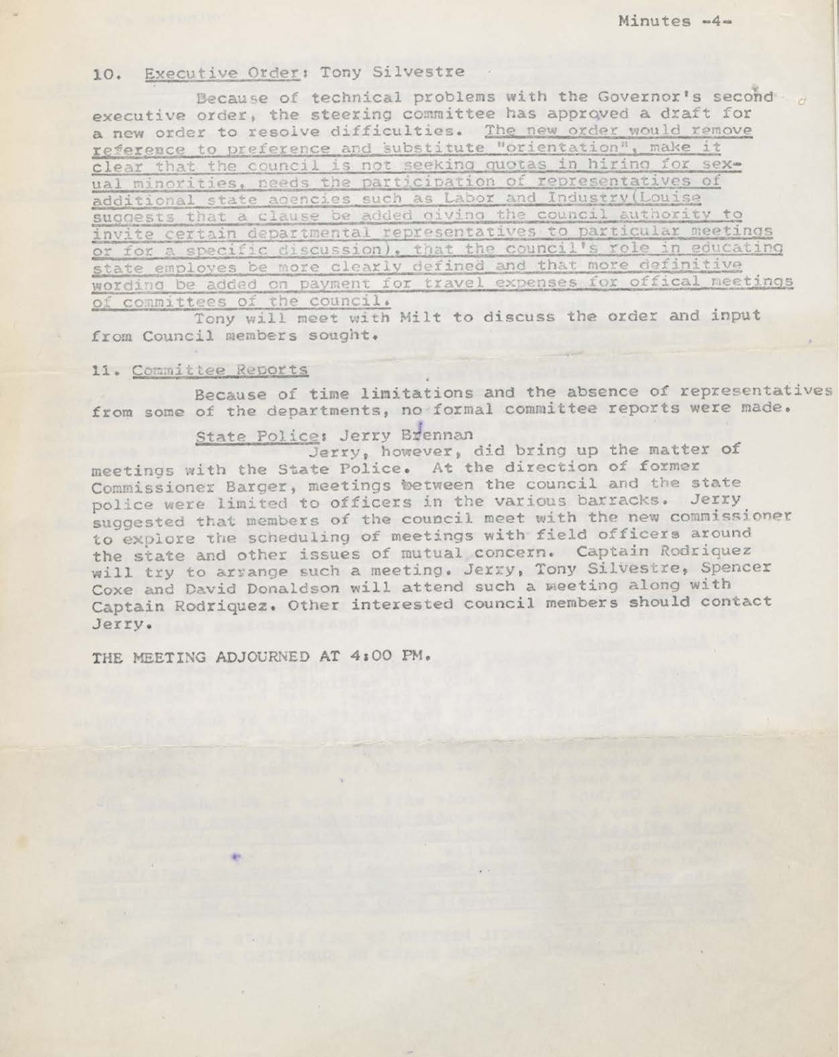10. Executive Order: Tony Silvestre

Because of technical problems with the Governor's second executive order, the steering committee has approved a draft for a new order to resolve difficulties. The new order would remove reference to preference and substitute "orientation", make it clear that the council is not seeking quotas in hiring for sexual minorities, needs the participation of representatives of additional state agencies such as Labor and Industry(Louise suggests that a clause be added giving the council authority to invite certain departmental representatives to particular meetings or for a specific discussion), that the council's role in educating state employes be more clearly defined and that more definitive wording be added on payment for travel expenses for offical meetings of committees of the council.

Tony will meet with Milt to discuss the order and input from Council members sought.

11. Committee Reports

Because of time limitations and the absence of representatives from some of the departments, no formal committee reports were made.

State Police: Jerry Brennan

Jerry, however, did bring up the matter of meetings with the State Police. At the direction of former Commissioner Barger, meetings between the council and the state police were limited to officers in the various barracks. Jerry suggested that members of the council meet with the new commissioner to explore the scheduling of meetings with field officers around the state and other issues of mutual concern. Captain Rodriquez will try to arrange such a meeting. Jerry, Tony Silvestre, Spencer Coxe and David Donaldson will attend such a meeting along with Captain Rodriquez. Other interested council members should contact Jerry.

THE MEETING ADJOURNED AT 4:00 PM.